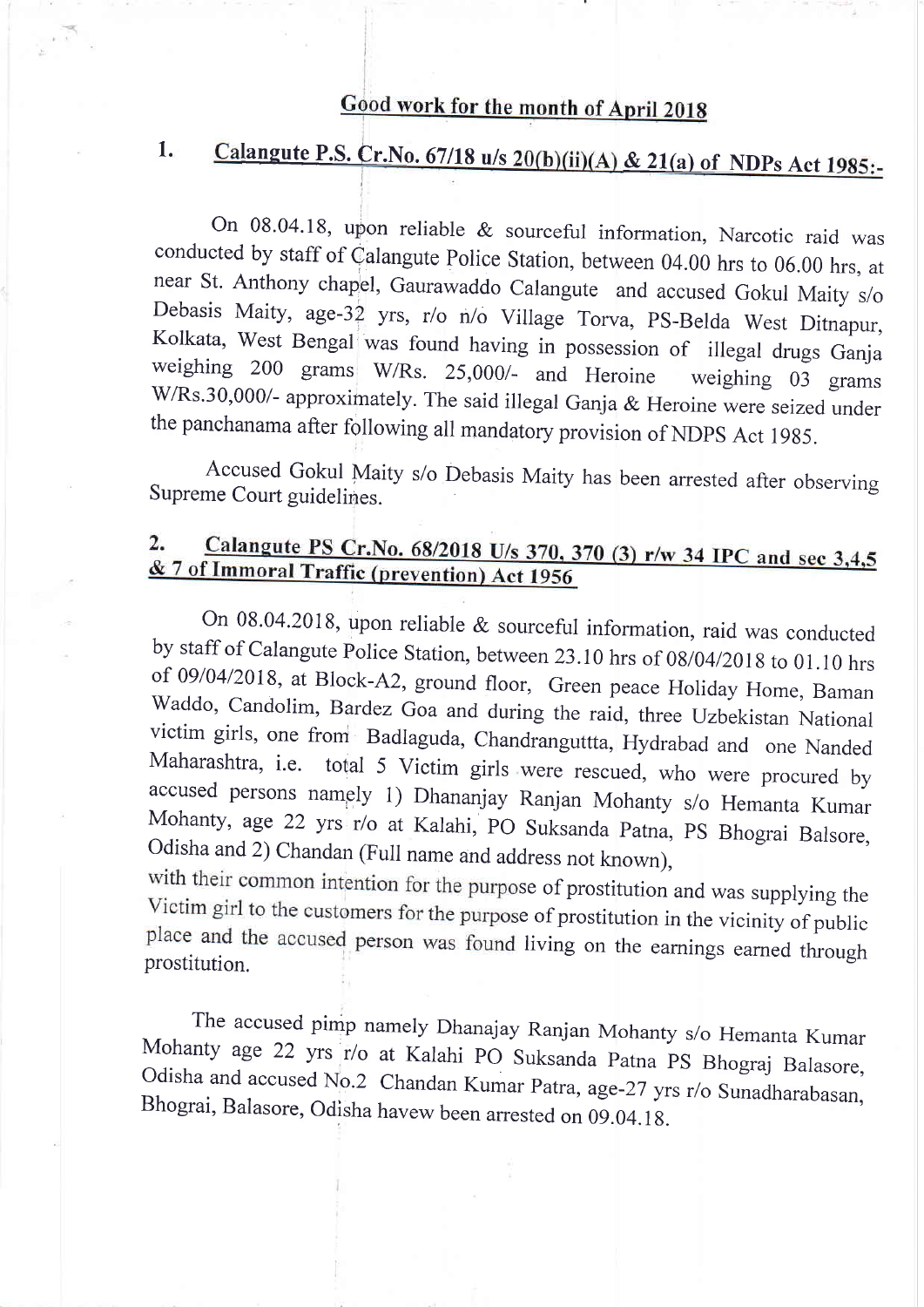## Good work for the month of April 2018

### 1. Calangute P.S. Cr.No. 67/18 u/s 20(b)(ii)(A) & 21(a) of NDPs Act 1985:-

On 08.04.18, upon reliable & sourceful information, Narcotic raid was conducted by staff of Calangute Police Station, between 04.00 hrs to 06.00 hrs, at near St. Anthony chapel, Gaurawaddo Calangute and accused Gokul Maity s/o Debasis Maity, age-32 yrs, r/o n/o Village Torva, PS-Belda West Ditnapur, Kolkata, West Bengal was found having in possession of illegal drugs Ganja weighing 200 grams W/Rs. 25,000/- and Heroine weighing 03 grams W/Rs.30,000/- approximately. The said illegal Ganja & Heroine were seized under the panchanama after following all mandatory provision of NDPS Act 1985.

Accused Gokul Maity s/o Debasis Maity has been arrested after observing Supreme Court guidelines.

### 2. Calangute PS Cr.No. 68/2018 U/s 370, 370 (3) r/w 34 IPC and sec 3,4,5 & 7 of Immoral Traffic (prevention) Act 1956

On 08.04.2018, upon reliable & sourceful information, raid was conducted by staff of Calangute Police Station, between 23.10 hrs of 08/04/2018 to 01.10 hrs of 09/04/2018, at Block-A2, ground floor, Green peace Holiday Home, Baman Waddo, Candolim, Bardez Goa and during the raid, three Uzbekistan National victim girls, one from Badlaguda, Chandranguttta, Hydrabad and one Nanded Maharashtra, i.e. total 5 Victim girls were rescued, who were procured by accused persons namely 1) Dhananjay Ranjan Mohanty s/o Hemanta Kumar Mohanty, age 22 yrs r/o at Kalahi, PO Suksanda Patna, PS Bhograi Balsore, Odisha and 2) Chandan (Full name and address not known), with their common intention for the purpose of prostitution and was supplying the Victim girl to the customers for the purpose of prostitution in the vicinity of public place and the accused person was found living on the earnings earned through prostitution.

The accused pimp namely Dhanajay Ranjan Mohanty s/o Hemanta Kumar Mohanty age 22 yrs r/o at Kalahi PO Suksanda Patna PS Bhograj Balasore, Odisha and accused No.2 Chandan Kumar Patra, age-27 yrs r/o Sunadharabasan, Bhograi, Balasore, Odisha havew been arrested on 09.04.18.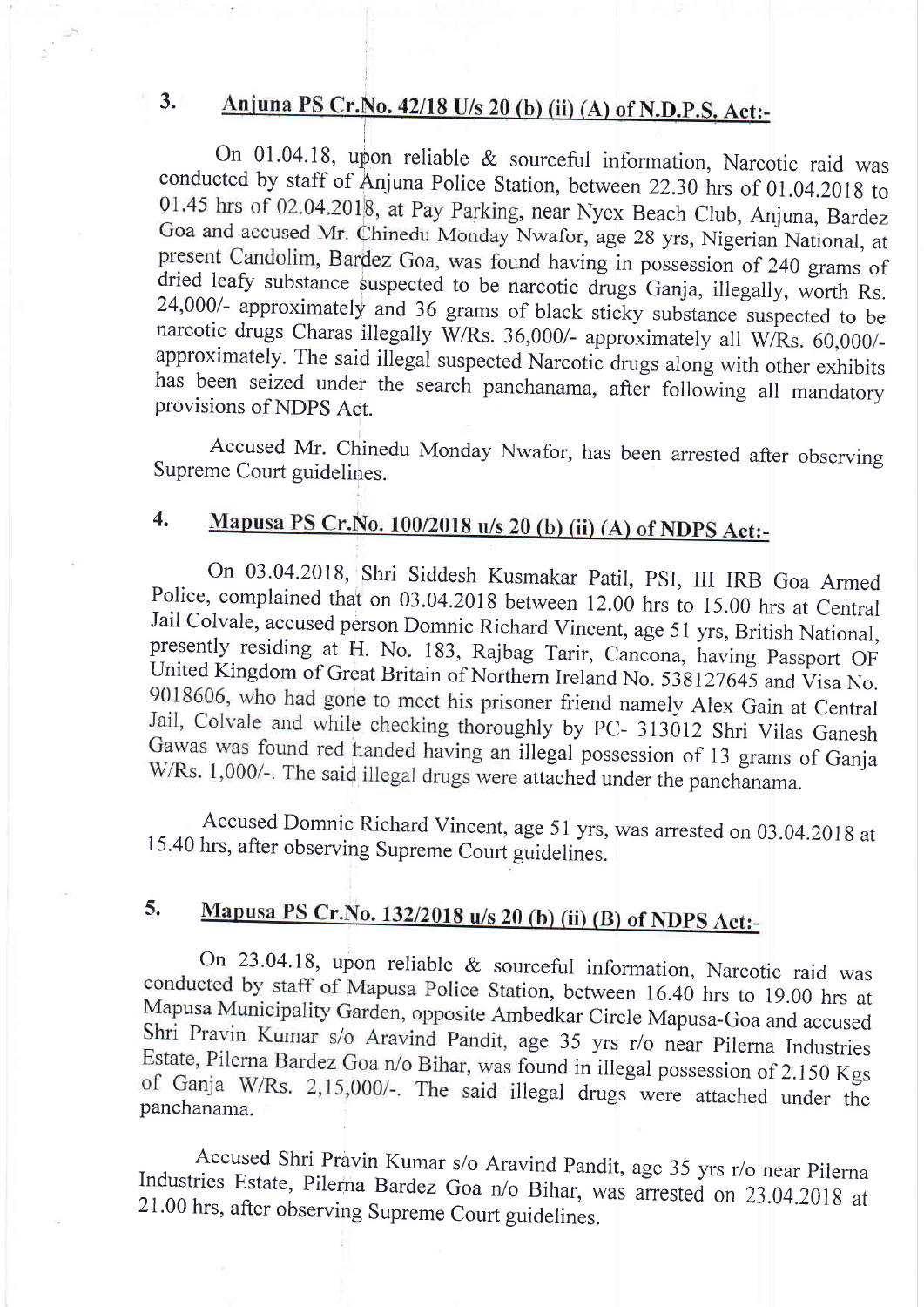## 3. Anjuna PS Cr.No. 42/18 U/s 20 (b) (ii) (A) of N.D.P.S. Act:-

On 01.04.18, upon reliable & sourceful information, Narcotic raid was conducted by staff of Anjuna Police Station, between 22.30 hrs of 01.04.2018 to 01.45 hrs of 02.04.2018, at Pay Parking, near Nyex Beach Club, Anjuna, Bardez Goa and accused Mr. Chinedu Monday Nwafor, age 28 yrs, Nigerian National, at present Candolim, Bardez Goa, was found having in possession of 240 grams of dried leafy substance suspected to be narcotic drugs Ganja, illegally, worth Rs. 24,000/- approximately and 36 grams of black sticky substance suspected to be narcotic drugs Charas illegally W/Rs. 36,000/- approximately all W/Rs. 60,000/- approximately. The said illegal suspected Narcotic drugs along with other exhibits has been seized under the search panchanama, after following all mandatory provisions of NDPS Act.

Accused Mr. Chinedu Monday Nwafor, has been arrested after observing Supreme Court guidelines.

## 4. Mapusa PS Cr.No. 100/2018 u/s 20 (b) (ii) (A) of NDPS Act:-

On 03.04.2018, Shri Siddesh Kusmakar Patil, PSI, III IRB Goa Armed Police, complained that on 03.04.2018 between 12.00 hrs to 15.00 hrs at Central Jail Colvale, accused person Domnic Richard Vincent, age 51 yrs, British National, presently residing at H. No. 183, Rajbag Tarir, Cancona, having Passport OF United Kingdom of Great Britain of Northern Ireland No. 538127645 and Visa No. 9018606, who had gone to meet his prisoner friend namely Alex Gain at Central Jail, Colvale and while checking thoroughly by PC- 313012 Shri Vilas Ganesh Gawas was found red handed having an illegal possession of 13 grams of Ganja W/Rs. 1,000/-. The said illegal drugs were attached under the panchanama.

Accused Domnic Richard Vincent, age 51 yrs, was arrested on 03.04.2018 at 15.40 hrs, after observing Supreme Court guidelines.

## 5. Mapusa PS Cr.No. 132/2018 u/s 20 (b) (ii) (B) of NDPS Act:-

On 23.04.18, upon reliable & sourceful information, Narcotic raid was conducted by staff of Mapusa Police Station, between 16.40 hrs to 19.00 hrs at Mapusa Municipality Garden, opposite Ambedkar Circle Mapusa-Goa and accused Shri Pravin Kumar s/o Aravind Pandit, age 35 yrs r/o near Pilerna Industries Estate, Pilerna Bardez Goa n/o Bihar, was found in illegal possession of 2.150 Kgs of Ganja W/Rs. 2,15,000/-. The said illegal drugs were attached under the panchanama.

Accused Shri Pravin Kumar s/o Aravind Pandit, age 35 yrs r/o near Pilerna Industries Estate, Pilerna Bardez Goa n/o Bihar, was arrested on 23.04.2018 at 21.00 hrs, after observing Supreme Court guidelines.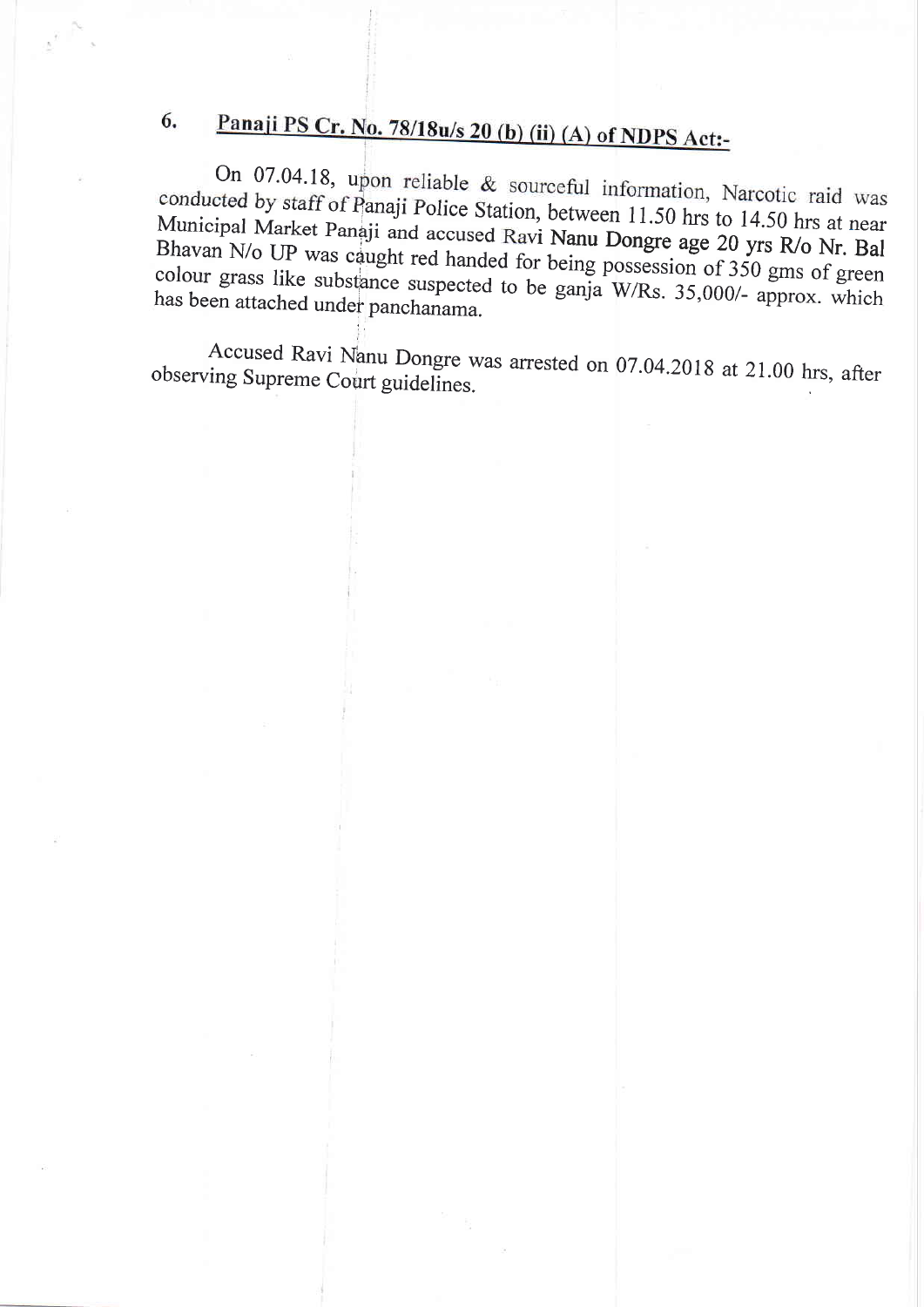6. **Panaji PS Cr. No. 78/18u/s 20 (b) (ii) (A) of NDPS Act:-**

On 07.04.18, upon reliable & sourceful information, Narcotic raid was conducted by staff of Panaji Police Station, between 11.50 hrs to 14.50 hrs at near Municipal Market Panaji and accused Ravi Nanu Dongre age 20 yrs R/o Nr. Bal Bhavan N/o UP was caught red handed for being possession of 350 gms of green colour grass like substance suspected to be ganja W/Rs. 35,000/- approx. which has been attached under panchanama.

Accused Ravi Nanu Dongre was arrested on 07.04.2018 at 21.00 hrs, after observing Supreme Court guidelines.